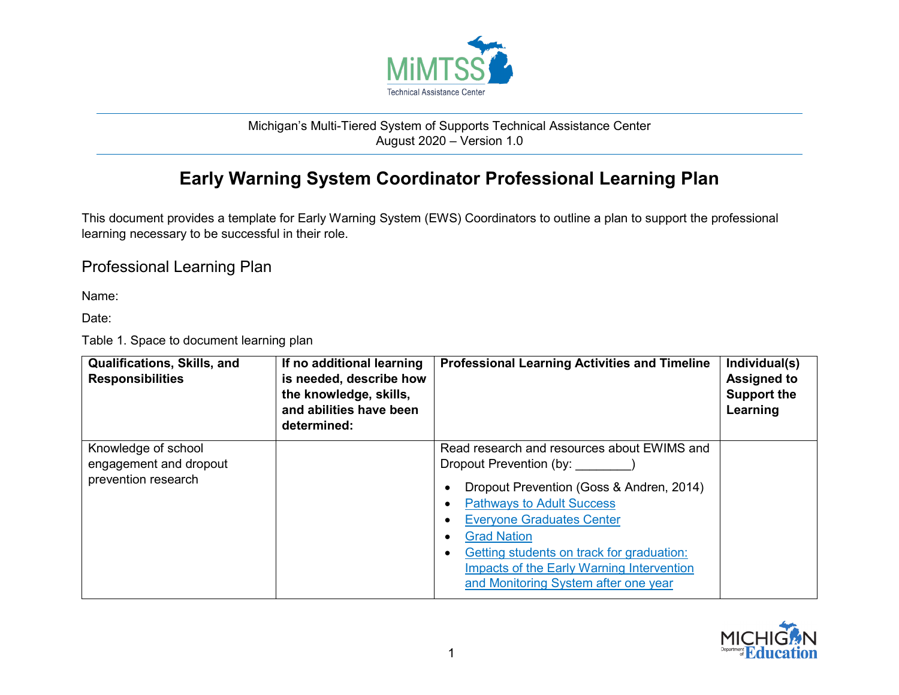Michigan's Multi-Tiered System of Supports Technical Assistance Center
August 2020 – Version 1.0

# Early Warning System Coordinator Professional Learning Plan

This document provides a template for Early Warning System (EWS) Coordinators to outline a plan to support the professional learning necessary to be successful in their role.

## Professional Learning Plan

Name:

Date:

Table 1. Space to document learning plan

| Qualifications, Skills, and Responsibilities | If no additional learning is needed, describe how the knowledge, skills, and abilities have been determined: | Professional Learning Activities and Timeline | Individual(s) Assigned to Support the Learning |
|---|---|---|---|
| Knowledge of school engagement and dropout prevention research | | Read research and resources about EWIMS and Dropout Prevention (by: ________)<br>• Dropout Prevention (Goss & Andren, 2014)<br>• Pathways to Adult Success<br>• Everyone Graduates Center<br>• Grad Nation<br>• Getting students on track for graduation: Impacts of the Early Warning Intervention and Monitoring System after one year | |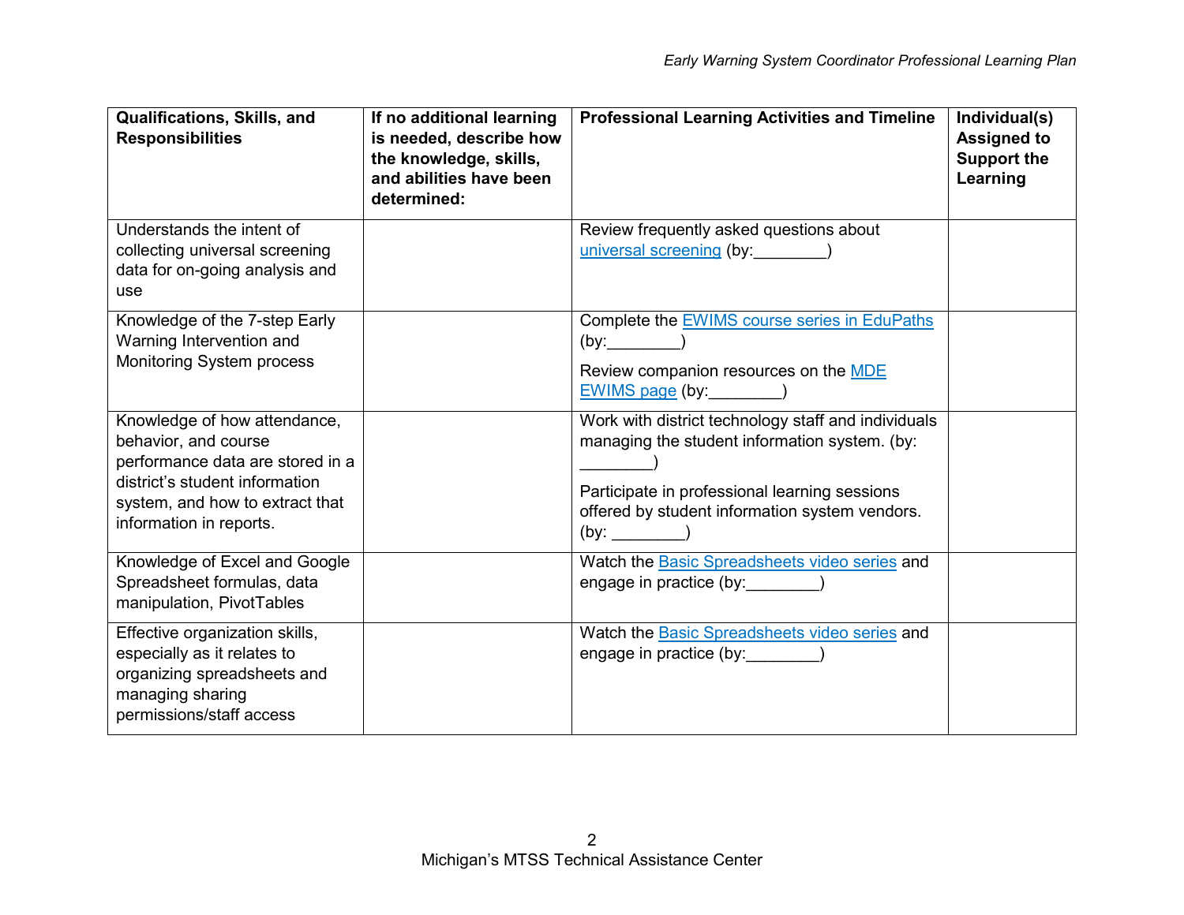| Qualifications, Skills, and Responsibilities | If no additional learning is needed, describe how the knowledge, skills, and abilities have been determined: | Professional Learning Activities and Timeline | Individual(s) Assigned to Support the Learning |
|---|---|---|---|
| Understands the intent of collecting universal screening data for on-going analysis and use | | Review frequently asked questions about universal screening (by:________) | |
| Knowledge of the 7-step Early Warning Intervention and Monitoring System process | | Complete the EWIMS course series in EduPaths (by:________)<br><br>Review companion resources on the MDE EWIMS page (by:________) | |
| Knowledge of how attendance, behavior, and course performance data are stored in a district's student information system, and how to extract that information in reports. | | Work with district technology staff and individuals managing the student information system. (by: ________)<br><br>Participate in professional learning sessions offered by student information system vendors. (by: ________) | |
| Knowledge of Excel and Google Spreadsheet formulas, data manipulation, PivotTables | | Watch the Basic Spreadsheets video series and engage in practice (by:________) | |
| Effective organization skills, especially as it relates to organizing spreadsheets and managing sharing permissions/staff access | | Watch the Basic Spreadsheets video series and engage in practice (by:________) | |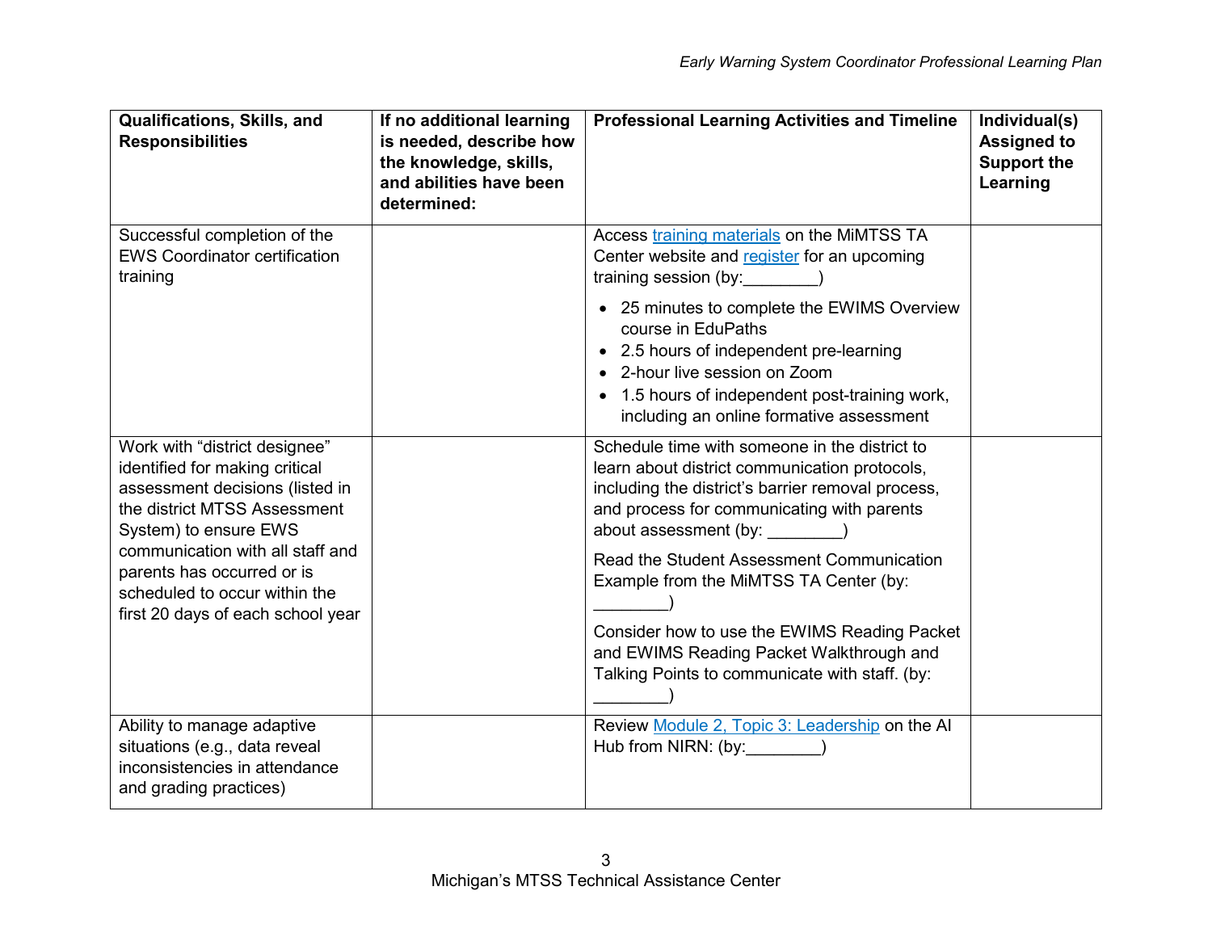| Qualifications, Skills, and Responsibilities | If no additional learning is needed, describe how the knowledge, skills, and abilities have been determined: | Professional Learning Activities and Timeline | Individual(s) Assigned to Support the Learning |
|---|---|---|---|
| Successful completion of the EWS Coordinator certification training | | Access training materials on the MiMTSS TA Center website and register for an upcoming training session (by:________)<br>• 25 minutes to complete the EWIMS Overview course in EduPaths<br>• 2.5 hours of independent pre-learning<br>• 2-hour live session on Zoom<br>• 1.5 hours of independent post-training work, including an online formative assessment | |
| Work with “district designee” identified for making critical assessment decisions (listed in the district MTSS Assessment System) to ensure EWS communication with all staff and parents has occurred or is scheduled to occur within the first 20 days of each school year | | Schedule time with someone in the district to learn about district communication protocols, including the district’s barrier removal process, and process for communicating with parents about assessment (by: ________)<br><br>Read the Student Assessment Communication Example from the MiMTSS TA Center (by: ________)<br><br>Consider how to use the EWIMS Reading Packet and EWIMS Reading Packet Walkthrough and Talking Points to communicate with staff. (by: ________) | |
| Ability to manage adaptive situations (e.g., data reveal inconsistencies in attendance and grading practices) | | Review Module 2, Topic 3: Leadership on the AI Hub from NIRN: (by:________) | |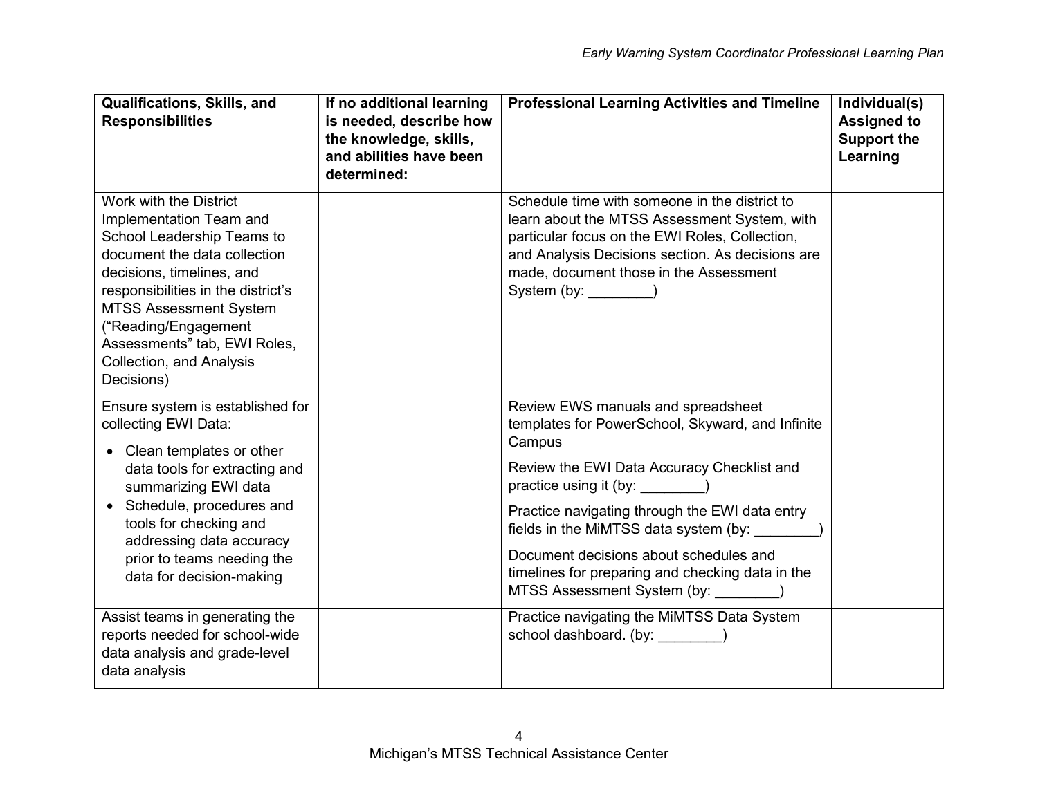| Qualifications, Skills, and Responsibilities | If no additional learning is needed, describe how the knowledge, skills, and abilities have been determined: | Professional Learning Activities and Timeline | Individual(s) Assigned to Support the Learning |
|---|---|---|---|
| Work with the District Implementation Team and School Leadership Teams to document the data collection decisions, timelines, and responsibilities in the district's MTSS Assessment System ("Reading/Engagement Assessments" tab, EWI Roles, Collection, and Analysis Decisions) | | Schedule time with someone in the district to learn about the MTSS Assessment System, with particular focus on the EWI Roles, Collection, and Analysis Decisions section. As decisions are made, document those in the Assessment System (by: ________) | |
| Ensure system is established for collecting EWI Data:<br>• Clean templates or other data tools for extracting and summarizing EWI data<br>• Schedule, procedures and tools for checking and addressing data accuracy prior to teams needing the data for decision-making | | Review EWS manuals and spreadsheet templates for PowerSchool, Skyward, and Infinite Campus<br><br>Review the EWI Data Accuracy Checklist and practice using it (by: ________)<br><br>Practice navigating through the EWI data entry fields in the MiMTSS data system (by: ________)<br><br>Document decisions about schedules and timelines for preparing and checking data in the MTSS Assessment System (by: ________) | |
| Assist teams in generating the reports needed for school-wide data analysis and grade-level data analysis | | Practice navigating the MiMTSS Data System school dashboard. (by: ________) | |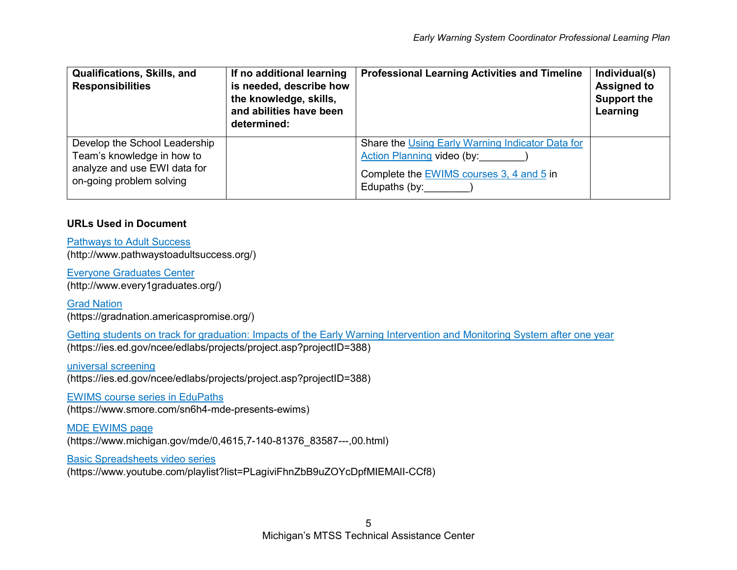| Qualifications, Skills, and Responsibilities | If no additional learning is needed, describe how the knowledge, skills, and abilities have been determined: | Professional Learning Activities and Timeline | Individual(s) Assigned to Support the Learning |
|---|---|---|---|
| Develop the School Leadership Team's knowledge in how to analyze and use EWI data for on-going problem solving | | Share the Using Early Warning Indicator Data for Action Planning video (by:________)<br><br>Complete the EWIMS courses 3, 4 and 5 in Edupaths (by:________) | |

**URLs Used in Document**

Pathways to Adult Success
(http://www.pathwaystoadultsuccess.org/)

Everyone Graduates Center
(http://www.every1graduates.org/)

Grad Nation
(https://gradnation.americaspromise.org/)

Getting students on track for graduation: Impacts of the Early Warning Intervention and Monitoring System after one year
(https://ies.ed.gov/ncee/edlabs/projects/project.asp?projectID=388)

universal screening
(https://ies.ed.gov/ncee/edlabs/projects/project.asp?projectID=388)

EWIMS course series in EduPaths
(https://www.smore.com/sn6h4-mde-presents-ewims)

MDE EWIMS page
(https://www.michigan.gov/mde/0,4615,7-140-81376_83587---,00.html)

Basic Spreadsheets video series
(https://www.youtube.com/playlist?list=PLagiviFhnZbB9uZOYcDpfMIEMAlI-CCf8)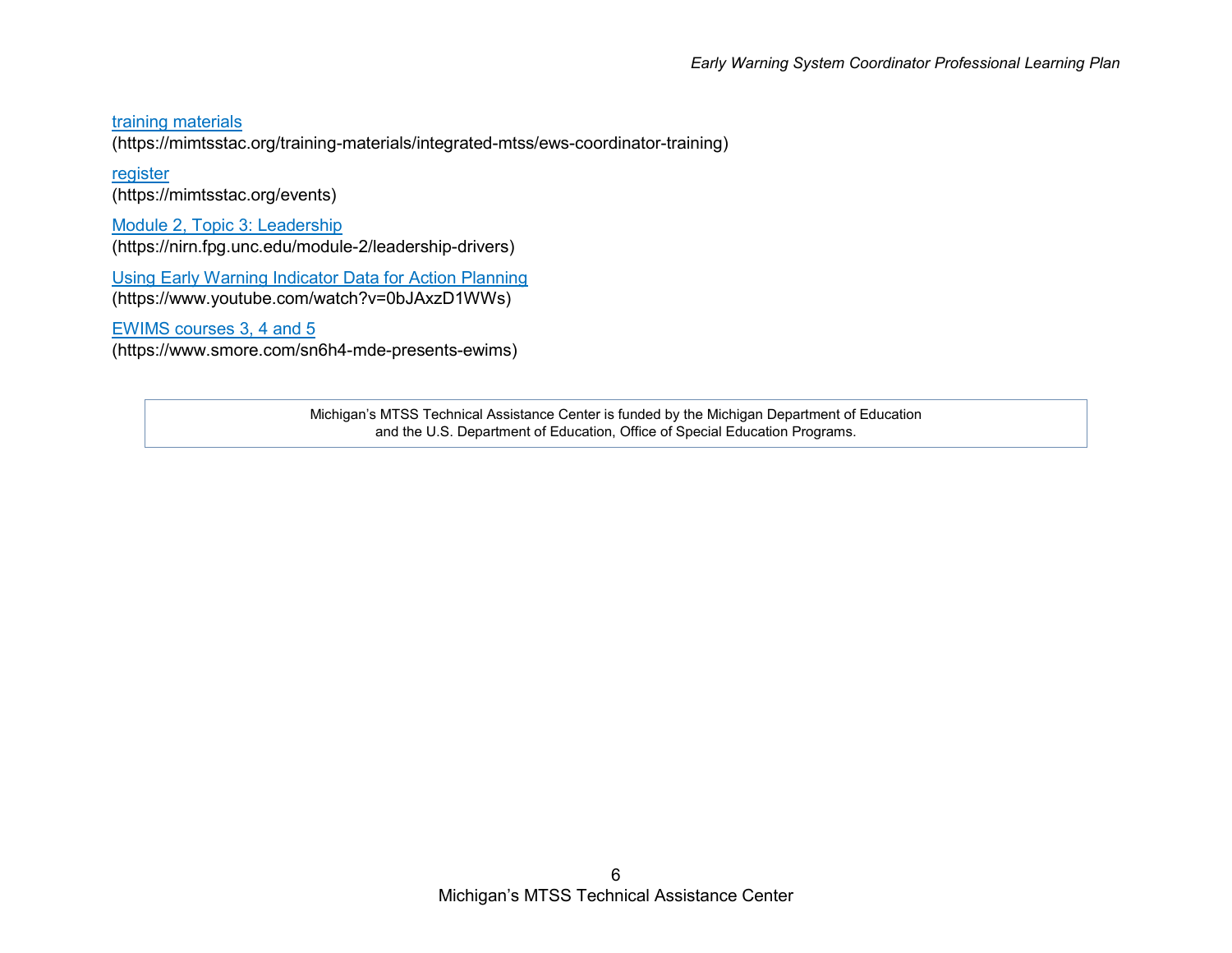[training materials](https://mimtsstac.org/training-materials/integrated-mtss/ews-coordinator-training)
(https://mimtsstac.org/training-materials/integrated-mtss/ews-coordinator-training)

[register](https://mimtsstac.org/events)
(https://mimtsstac.org/events)

[Module 2, Topic 3: Leadership](https://nirn.fpg.unc.edu/module-2/leadership-drivers)
(https://nirn.fpg.unc.edu/module-2/leadership-drivers)

[Using Early Warning Indicator Data for Action Planning](https://www.youtube.com/watch?v=0bJAxzD1WWs)
(https://www.youtube.com/watch?v=0bJAxzD1WWs)

[EWIMS courses 3, 4 and 5](https://www.smore.com/sn6h4-mde-presents-ewims)
(https://www.smore.com/sn6h4-mde-presents-ewims)

Michigan's MTSS Technical Assistance Center is funded by the Michigan Department of Education and the U.S. Department of Education, Office of Special Education Programs.